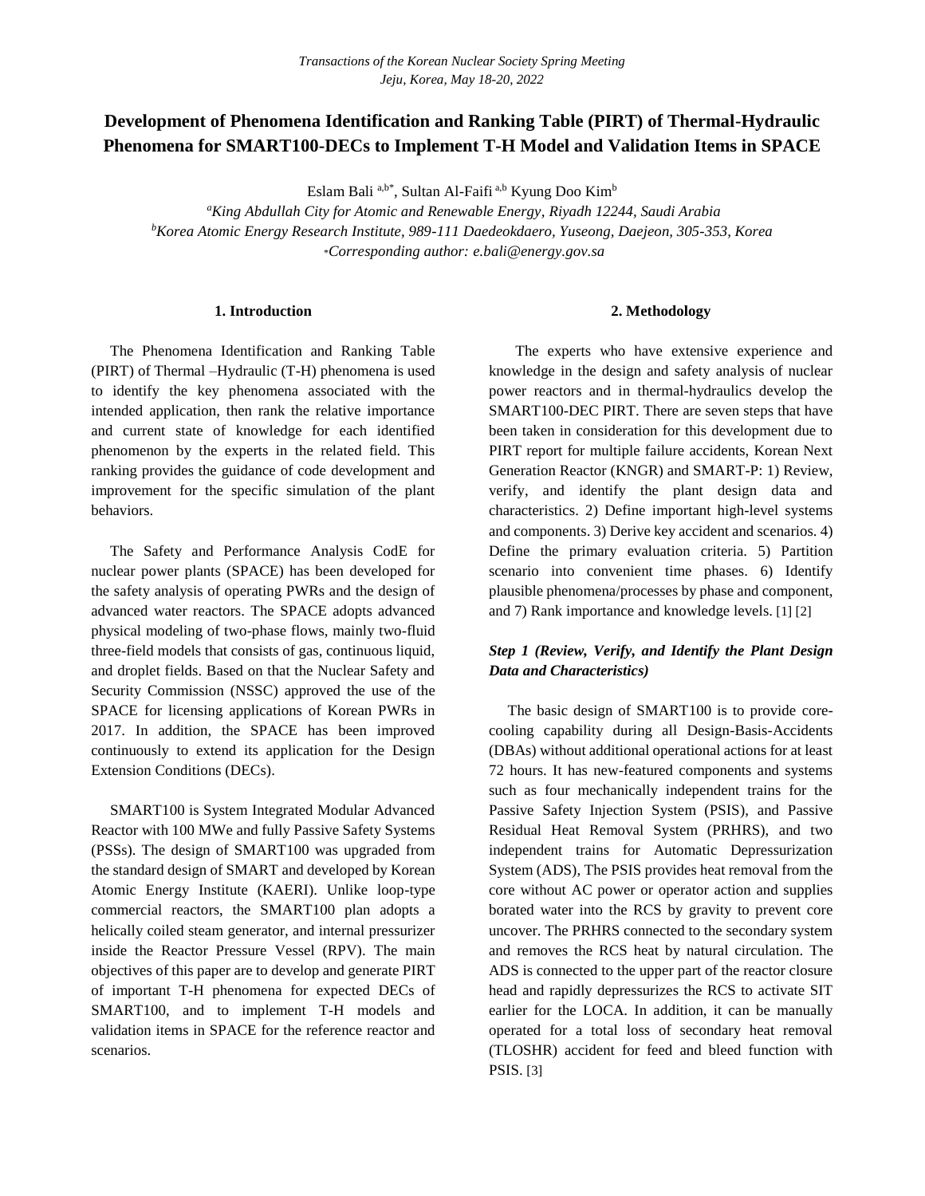# Development of Phenomena Identification and Ranking Table (PIRT) of Thermal-Hydraulic Phenomena for SMART100-DECs to Implement T-H Model and Validation Items in SPACE

Eslam Bali [a,b*], Sultan Al-Faifi [a,b] Kyung Doo Kim[b]

[a]*King Abdullah City for Atomic and Renewable Energy, Riyadh 12244, Saudi Arabia*

[b]*Korea Atomic Energy Research Institute, 989-111 Daedeokdaero, Yuseong, Daejeon, 305-353, Korea*

**Corresponding author: e.bali@energy.gov.sa*

## 1. Introduction

The Phenomena Identification and Ranking Table (PIRT) of Thermal –Hydraulic (T-H) phenomena is used to identify the key phenomena associated with the intended application, then rank the relative importance and current state of knowledge for each identified phenomenon by the experts in the related field. This ranking provides the guidance of code development and improvement for the specific simulation of the plant behaviors.

The Safety and Performance Analysis CodE for nuclear power plants (SPACE) has been developed for the safety analysis of operating PWRs and the design of advanced water reactors. The SPACE adopts advanced physical modeling of two-phase flows, mainly two-fluid three-field models that consists of gas, continuous liquid, and droplet fields. Based on that the Nuclear Safety and Security Commission (NSSC) approved the use of the SPACE for licensing applications of Korean PWRs in 2017. In addition, the SPACE has been improved continuously to extend its application for the Design Extension Conditions (DECs).

SMART100 is System Integrated Modular Advanced Reactor with 100 MWe and fully Passive Safety Systems (PSSs). The design of SMART100 was upgraded from the standard design of SMART and developed by Korean Atomic Energy Institute (KAERI). Unlike loop-type commercial reactors, the SMART100 plan adopts a helically coiled steam generator, and internal pressurizer inside the Reactor Pressure Vessel (RPV). The main objectives of this paper are to develop and generate PIRT of important T-H phenomena for expected DECs of SMART100, and to implement T-H models and validation items in SPACE for the reference reactor and scenarios.

## 2. Methodology

The experts who have extensive experience and knowledge in the design and safety analysis of nuclear power reactors and in thermal-hydraulics develop the SMART100-DEC PIRT. There are seven steps that have been taken in consideration for this development due to PIRT report for multiple failure accidents, Korean Next Generation Reactor (KNGR) and SMART-P: 1) Review, verify, and identify the plant design data and characteristics. 2) Define important high-level systems and components. 3) Derive key accident and scenarios. 4) Define the primary evaluation criteria. 5) Partition scenario into convenient time phases. 6) Identify plausible phenomena/processes by phase and component, and 7) Rank importance and knowledge levels. [1] [2]

### *Step 1 (Review, Verify, and Identify the Plant Design Data and Characteristics)*

The basic design of SMART100 is to provide core-cooling capability during all Design-Basis-Accidents (DBAs) without additional operational actions for at least 72 hours. It has new-featured components and systems such as four mechanically independent trains for the Passive Safety Injection System (PSIS), and Passive Residual Heat Removal System (PRHRS), and two independent trains for Automatic Depressurization System (ADS), The PSIS provides heat removal from the core without AC power or operator action and supplies borated water into the RCS by gravity to prevent core uncover. The PRHRS connected to the secondary system and removes the RCS heat by natural circulation. The ADS is connected to the upper part of the reactor closure head and rapidly depressurizes the RCS to activate SIT earlier for the LOCA. In addition, it can be manually operated for a total loss of secondary heat removal (TLOSHR) accident for feed and bleed function with PSIS. [3]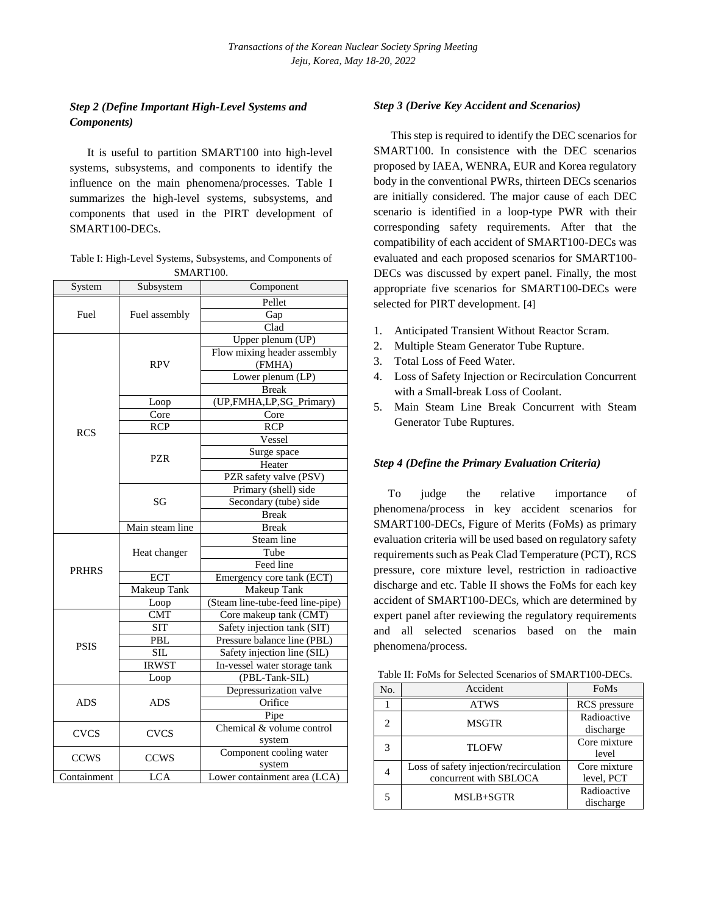### *Step 2 (Define Important High-Level Systems and Components)*

It is useful to partition SMART100 into high-level systems, subsystems, and components to identify the influence on the main phenomena/processes. Table I summarizes the high-level systems, subsystems, and components that used in the PIRT development of SMART100-DECs.

Table I: High-Level Systems, Subsystems, and Components of SMART100.

| System | Subsystem | Component |
|---|---|---|
| Fuel | Fuel assembly | Pellet |
| | | Gap |
| | | Clad |
| RCS | RPV | Upper plenum (UP) |
| | | Flow mixing header assembly (FMHA) |
| | | Lower plenum (LP) |
| | | Break |
| | Loop | (UP,FMHA,LP,SG_Primary) |
| | Core | Core |
| | RCP | RCP |
| | PZR | Vessel |
| | | Surge space |
| | | Heater |
| | | PZR safety valve (PSV) |
| | SG | Primary (shell) side |
| | | Secondary (tube) side |
| | | Break |
| | Main steam line | Break |
| PRHRS | Heat changer | Steam line |
| | | Tube |
| | | Feed line |
| | ECT | Emergency core tank (ECT) |
| | Makeup Tank | Makeup Tank |
| | Loop | (Steam line-tube-feed line-pipe) |
| PSIS | CMT | Core makeup tank (CMT) |
| | SIT | Safety injection tank (SIT) |
| | PBL | Pressure balance line (PBL) |
| | SIL | Safety injection line (SIL) |
| | IRWST | In-vessel water storage tank |
| | Loop | (PBL-Tank-SIL) |
| ADS | ADS | Depressurization valve |
| | | Orifice |
| | | Pipe |
| CVCS | CVCS | Chemical & volume control system |
| CCWS | CCWS | Component cooling water system |
| Containment | LCA | Lower containment area (LCA) |

### *Step 3 (Derive Key Accident and Scenarios)*

This step is required to identify the DEC scenarios for SMART100. In consistence with the DEC scenarios proposed by IAEA, WENRA, EUR and Korea regulatory body in the conventional PWRs, thirteen DECs scenarios are initially considered. The major cause of each DEC scenario is identified in a loop-type PWR with their corresponding safety requirements. After that the compatibility of each accident of SMART100-DECs was evaluated and each proposed scenarios for SMART100-DECs was discussed by expert panel. Finally, the most appropriate five scenarios for SMART100-DECs were selected for PIRT development. [4]

1. Anticipated Transient Without Reactor Scram.
2. Multiple Steam Generator Tube Rupture.
3. Total Loss of Feed Water.
4. Loss of Safety Injection or Recirculation Concurrent with a Small-break Loss of Coolant.
5. Main Steam Line Break Concurrent with Steam Generator Tube Ruptures.

### *Step 4 (Define the Primary Evaluation Criteria)*

To judge the relative importance of phenomena/process in key accident scenarios for SMART100-DECs, Figure of Merits (FoMs) as primary evaluation criteria will be used based on regulatory safety requirements such as Peak Clad Temperature (PCT), RCS pressure, core mixture level, restriction in radioactive discharge and etc. Table II shows the FoMs for each key accident of SMART100-DECs, which are determined by expert panel after reviewing the regulatory requirements and all selected scenarios based on the main phenomena/process.

Table II: FoMs for Selected Scenarios of SMART100-DECs.

| No. | Accident | FoMs |
|---|---|---|
| 1 | ATWS | RCS pressure |
| 2 | MSGTR | Radioactive discharge |
| 3 | TLOFW | Core mixture level |
| 4 | Loss of safety injection/recirculation concurrent with SBLOCA | Core mixture level, PCT |
| 5 | MSLB+SGTR | Radioactive discharge |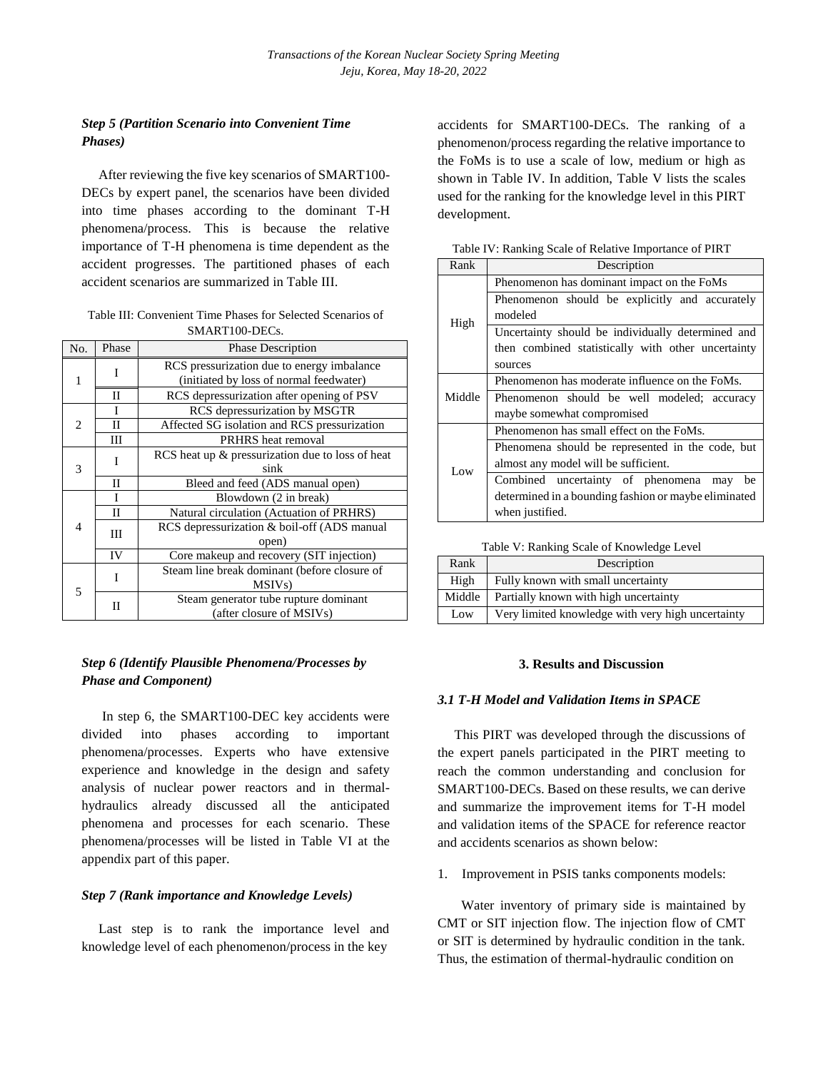***Step 5 (Partition Scenario into Convenient Time Phases)***

After reviewing the five key scenarios of SMART100-DECs by expert panel, the scenarios have been divided into time phases according to the dominant T-H phenomena/process. This is because the relative importance of T-H phenomena is time dependent as the accident progresses. The partitioned phases of each accident scenarios are summarized in Table III.

Table III: Convenient Time Phases for Selected Scenarios of SMART100-DECs.

| No. | Phase | Phase Description |
|---|---|---|
| 1 | I | RCS pressurization due to energy imbalance (initiated by loss of normal feedwater) |
| | II | RCS depressurization after opening of PSV |
| 2 | I | RCS depressurization by MSGTR |
| | II | Affected SG isolation and RCS pressurization |
| | III | PRHRS heat removal |
| 3 | I | RCS heat up & pressurization due to loss of heat sink |
| | II | Bleed and feed (ADS manual open) |
| 4 | I | Blowdown (2 in break) |
| | II | Natural circulation (Actuation of PRHRS) |
| | III | RCS depressurization & boil-off (ADS manual open) |
| | IV | Core makeup and recovery (SIT injection) |
| 5 | I | Steam line break dominant (before closure of MSIVs) |
| | II | Steam generator tube rupture dominant (after closure of MSIVs) |

***Step 6 (Identify Plausible Phenomena/Processes by Phase and Component)***

In step 6, the SMART100-DEC key accidents were divided into phases according to important phenomena/processes. Experts who have extensive experience and knowledge in the design and safety analysis of nuclear power reactors and in thermal-hydraulics already discussed all the anticipated phenomena and processes for each scenario. These phenomena/processes will be listed in Table VI at the appendix part of this paper.

***Step 7 (Rank importance and Knowledge Levels)***

Last step is to rank the importance level and knowledge level of each phenomenon/process in the key accidents for SMART100-DECs. The ranking of a phenomenon/process regarding the relative importance to the FoMs is to use a scale of low, medium or high as shown in Table IV. In addition, Table V lists the scales used for the ranking for the knowledge level in this PIRT development.

Table IV: Ranking Scale of Relative Importance of PIRT

| Rank | Description |
|---|---|
| High | Phenomenon has dominant impact on the FoMs |
| | Phenomenon should be explicitly and accurately modeled |
| | Uncertainty should be individually determined and then combined statistically with other uncertainty sources |
| Middle | Phenomenon has moderate influence on the FoMs. |
| | Phenomenon should be well modeled; accuracy maybe somewhat compromised |
| Low | Phenomenon has small effect on the FoMs. |
| | Phenomena should be represented in the code, but almost any model will be sufficient. |
| | Combined uncertainty of phenomena may be determined in a bounding fashion or maybe eliminated when justified. |

Table V: Ranking Scale of Knowledge Level

| Rank | Description |
|---|---|
| High | Fully known with small uncertainty |
| Middle | Partially known with high uncertainty |
| Low | Very limited knowledge with very high uncertainty |

## 3. Results and Discussion

### *3.1 T-H Model and Validation Items in SPACE*

This PIRT was developed through the discussions of the expert panels participated in the PIRT meeting to reach the common understanding and conclusion for SMART100-DECs. Based on these results, we can derive and summarize the improvement items for T-H model and validation items of the SPACE for reference reactor and accidents scenarios as shown below:

1. Improvement in PSIS tanks components models:

Water inventory of primary side is maintained by CMT or SIT injection flow. The injection flow of CMT or SIT is determined by hydraulic condition in the tank. Thus, the estimation of thermal-hydraulic condition on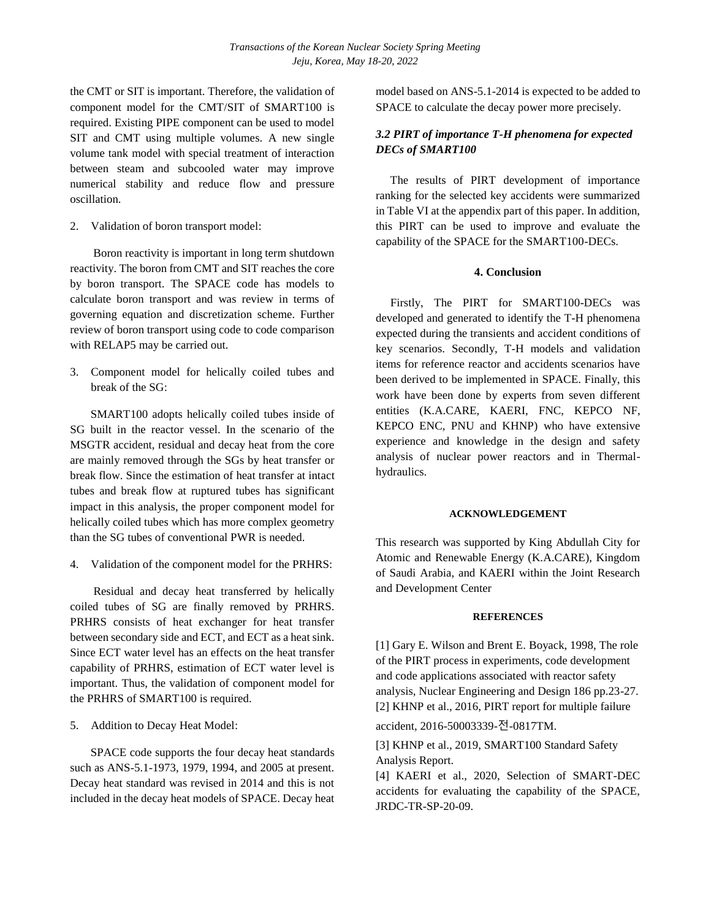the CMT or SIT is important. Therefore, the validation of component model for the CMT/SIT of SMART100 is required. Existing PIPE component can be used to model SIT and CMT using multiple volumes. A new single volume tank model with special treatment of interaction between steam and subcooled water may improve numerical stability and reduce flow and pressure oscillation.

2. Validation of boron transport model:

Boron reactivity is important in long term shutdown reactivity. The boron from CMT and SIT reaches the core by boron transport. The SPACE code has models to calculate boron transport and was review in terms of governing equation and discretization scheme. Further review of boron transport using code to code comparison with RELAP5 may be carried out.

3. Component model for helically coiled tubes and break of the SG:

SMART100 adopts helically coiled tubes inside of SG built in the reactor vessel. In the scenario of the MSGTR accident, residual and decay heat from the core are mainly removed through the SGs by heat transfer or break flow. Since the estimation of heat transfer at intact tubes and break flow at ruptured tubes has significant impact in this analysis, the proper component model for helically coiled tubes which has more complex geometry than the SG tubes of conventional PWR is needed.

4. Validation of the component model for the PRHRS:

Residual and decay heat transferred by helically coiled tubes of SG are finally removed by PRHRS. PRHRS consists of heat exchanger for heat transfer between secondary side and ECT, and ECT as a heat sink. Since ECT water level has an effects on the heat transfer capability of PRHRS, estimation of ECT water level is important. Thus, the validation of component model for the PRHRS of SMART100 is required.

5. Addition to Decay Heat Model:

SPACE code supports the four decay heat standards such as ANS-5.1-1973, 1979, 1994, and 2005 at present. Decay heat standard was revised in 2014 and this is not included in the decay heat models of SPACE. Decay heat model based on ANS-5.1-2014 is expected to be added to SPACE to calculate the decay power more precisely.

### *3.2 PIRT of importance T-H phenomena for expected DECs of SMART100*

The results of PIRT development of importance ranking for the selected key accidents were summarized in Table VI at the appendix part of this paper. In addition, this PIRT can be used to improve and evaluate the capability of the SPACE for the SMART100-DECs.

## 4. Conclusion

Firstly, The PIRT for SMART100-DECs was developed and generated to identify the T-H phenomena expected during the transients and accident conditions of key scenarios. Secondly, T-H models and validation items for reference reactor and accidents scenarios have been derived to be implemented in SPACE. Finally, this work have been done by experts from seven different entities (K.A.CARE, KAERI, FNC, KEPCO NF, KEPCO ENC, PNU and KHNP) who have extensive experience and knowledge in the design and safety analysis of nuclear power reactors and in Thermal-hydraulics.

#### ACKNOWLEDGEMENT

This research was supported by King Abdullah City for Atomic and Renewable Energy (K.A.CARE), Kingdom of Saudi Arabia, and KAERI within the Joint Research and Development Center

#### REFERENCES

[1] Gary E. Wilson and Brent E. Boyack, 1998, The role of the PIRT process in experiments, code development and code applications associated with reactor safety analysis, Nuclear Engineering and Design 186 pp.23-27.

[2] KHNP et al., 2016, PIRT report for multiple failure accident, 2016-50003339-전-0817TM.

[3] KHNP et al., 2019, SMART100 Standard Safety Analysis Report.

[4] KAERI et al., 2020, Selection of SMART-DEC accidents for evaluating the capability of the SPACE, JRDC-TR-SP-20-09.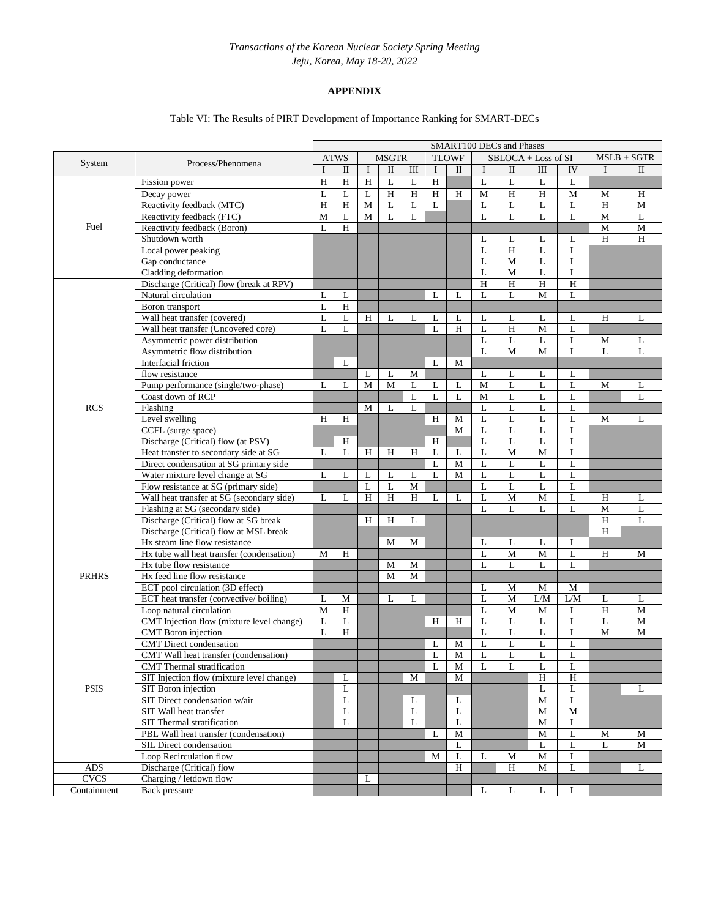## APPENDIX

Table VI: The Results of PIRT Development of Importance Ranking for SMART-DECs

| System | Process/Phenomena | SMART100 DECs and Phases | | | | | | | | | | | | | |
|---|---|---|---|---|---|---|---|---|---|---|---|---|---|---|---|
| | | ATWS | | MSGTR | | | TLOWF | | SBLOCA + Loss of SI | | | | MSLB + SGTR | |
| | | I | II | I | II | III | I | II | I | II | III | IV | I | II |
| Fuel | Fission power | H | H | H | L | L | H | | L | L | L | L | | |
| | Decay power | L | L | L | H | H | H | H | M | H | H | M | M | H |
| | Reactivity feedback (MTC) | H | H | M | L | L | L | | L | L | L | L | H | M |
| | Reactivity feedback (FTC) | M | L | M | L | L | | | L | L | L | L | M | L |
| | Reactivity feedback (Boron) | L | H | | | | | | | | | | M | M |
| | Shutdown worth | | | | | | | | L | L | L | L | H | H |
| | Local power peaking | | | | | | | | L | H | L | L | | |
| | Gap conductance | | | | | | | | L | M | L | L | | |
| | Cladding deformation | | | | | | | | L | M | L | L | | |
| RCS | Discharge (Critical) flow (break at RPV) | | | | | | | | H | H | H | H | | |
| | Natural circulation | L | L | | | | L | L | L | L | M | L | | |
| | Boron transport | L | H | | | | | | | | | | | |
| | Wall heat transfer (covered) | L | L | H | L | L | L | L | L | L | L | L | H | L |
| | Wall heat transfer (Uncovered core) | L | L | | | | L | H | L | H | M | L | | |
| | Asymmetric power distribution | | | | | | | | L | L | L | L | M | L |
| | Asymmetric flow distribution | | | | | | | | L | M | M | L | L | L |
| | Interfacial friction | | L | | | | L | M | | | | | | |
| | flow resistance | | | L | L | M | | | L | L | L | L | | |
| | Pump performance (single/two-phase) | L | L | M | M | L | L | L | M | L | L | L | M | L |
| | Coast down of RCP | | | | | L | L | L | M | L | L | L | | L |
| | Flashing | | | M | L | L | | | L | L | L | L | | |
| | Level swelling | H | H | | | | H | M | L | L | L | L | M | L |
| | CCFL (surge space) | | | | | | | M | L | L | L | L | | |
| | Discharge (Critical) flow (at PSV) | | H | | | | H | | L | L | L | L | | |
| | Heat transfer to secondary side at SG | L | L | H | H | H | L | L | L | M | M | L | | |
| | Direct condensation at SG primary side | | | | | | L | M | L | L | L | L | | |
| | Water mixture level change at SG | L | L | L | L | L | L | M | L | L | L | L | | |
| | Flow resistance at SG (primary side) | | | L | L | M | | | L | L | L | L | | |
| | Wall heat transfer at SG (secondary side) | L | L | H | H | H | L | L | L | M | M | L | H | L |
| | Flashing at SG (secondary side) | | | | | | | | L | L | L | L | M | L |
| | Discharge (Critical) flow at SG break | | | H | H | L | | | | | | | H | L |
| | Discharge (Critical) flow at MSL break | | | | | | | | | | | | H | |
| PRHRS | Hx steam line flow resistance | | | | M | M | | | L | L | L | L | | |
| | Hx tube wall heat transfer (condensation) | M | H | | | | | | L | M | M | L | H | M |
| | Hx tube flow resistance | | | | M | M | | | L | L | L | L | | |
| | Hx feed line flow resistance | | | | M | M | | | | | | | | |
| | ECT pool circulation (3D effect) | | | | | | | | L | M | M | M | | |
| | ECT heat transfer (convective/ boiling) | L | M | | L | L | | | L | M | L/M | L/M | L | L |
| | Loop natural circulation | M | H | | | | | | L | M | M | L | H | M |
| PSIS | CMT Injection flow (mixture level change) | L | L | | | | H | H | L | L | L | L | L | M |
| | CMT Boron injection | L | H | | | | | | L | L | L | L | M | M |
| | CMT Direct condensation | | | | | | L | M | L | L | L | L | | |
| | CMT Wall heat transfer (condensation) | | | | | | L | M | L | L | L | L | | |
| | CMT Thermal stratification | | | | | | L | M | L | L | L | L | | |
| | SIT Injection flow (mixture level change) | | L | | | M | | M | | | H | H | | |
| | SIT Boron injection | | L | | | | | | | | L | L | | L |
| | SIT Direct condensation w/air | | L | | | L | | L | | | M | L | | |
| | SIT Wall heat transfer | | L | | | L | | L | | | M | M | | |
| | SIT Thermal stratification | | L | | | L | | L | | | M | L | | |
| | PBL Wall heat transfer (condensation) | | | | | | L | M | | | M | L | M | M |
| | SIL Direct condensation | | | | | | | L | | | L | L | L | M |
| | Loop Recirculation flow | | | | | | M | L | L | M | M | L | | |
| ADS | Discharge (Critical) flow | | | | | | | H | | H | M | L | | L |
| CVCS | Charging / letdown flow | | | L | | | | | | | | | | |
| Containment | Back pressure | | | | | | | | L | L | L | L | | |